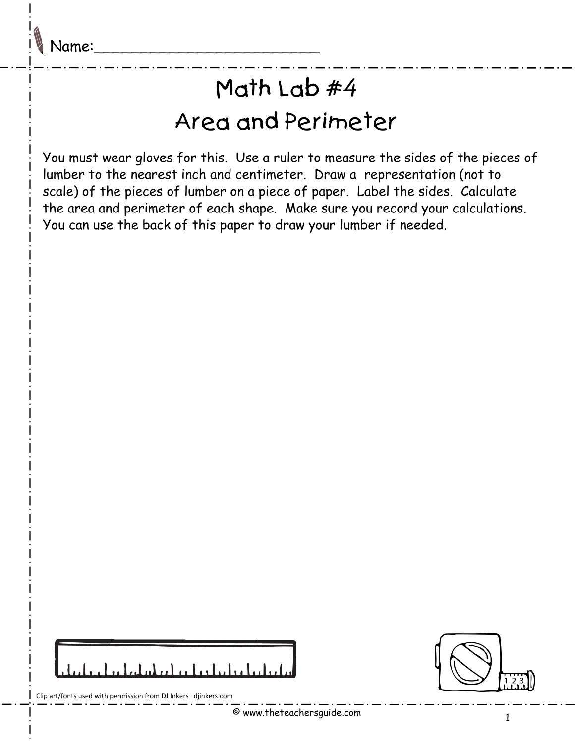Name:________________________

# Math Lab #4

## Area and Perimeter

You must wear gloves for this. Use a ruler to measure the sides of the pieces of lumber to the nearest inch and centimeter. Draw a representation (not to scale) of the pieces of lumber on a piece of paper. Label the sides. Calculate the area and perimeter of each shape. Make sure you record your calculations. You can use the back of this paper to draw your lumber if needed.

Clip art/fonts used with permission from DJ Inkers djinkers.com

© www.theteachersguide.com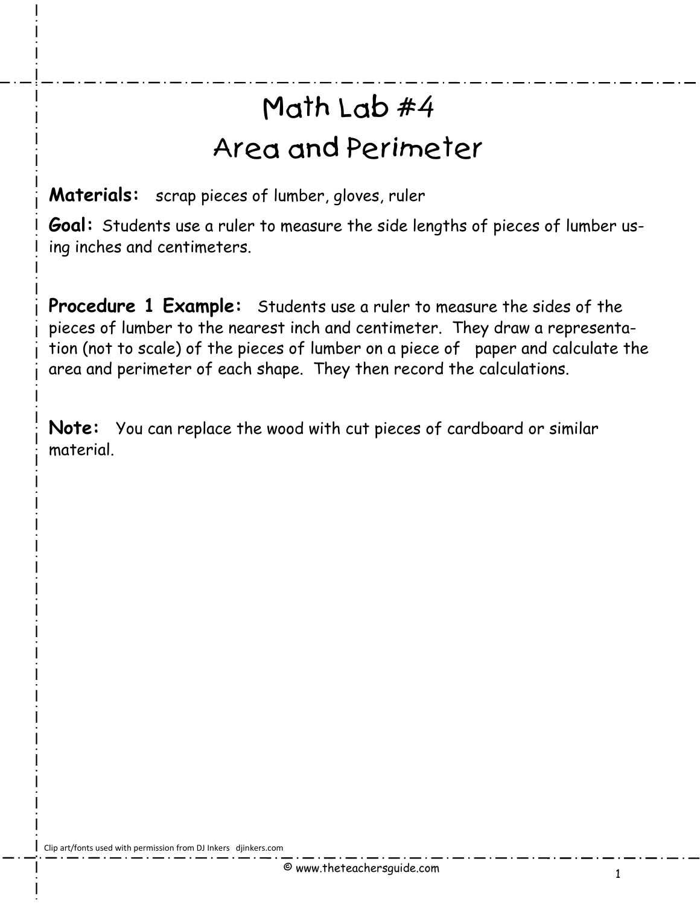# Math Lab #4
## Area and Perimeter

**Materials:** scrap pieces of lumber, gloves, ruler

**Goal:** Students use a ruler to measure the side lengths of pieces of lumber using inches and centimeters.

**Procedure 1 Example:** Students use a ruler to measure the sides of the pieces of lumber to the nearest inch and centimeter. They draw a representation (not to scale) of the pieces of lumber on a piece of paper and calculate the area and perimeter of each shape. They then record the calculations.

**Note:** You can replace the wood with cut pieces of cardboard or similar material.

Clip art/fonts used with permission from DJ Inkers djinkers.com

© www.theteachersguide.com